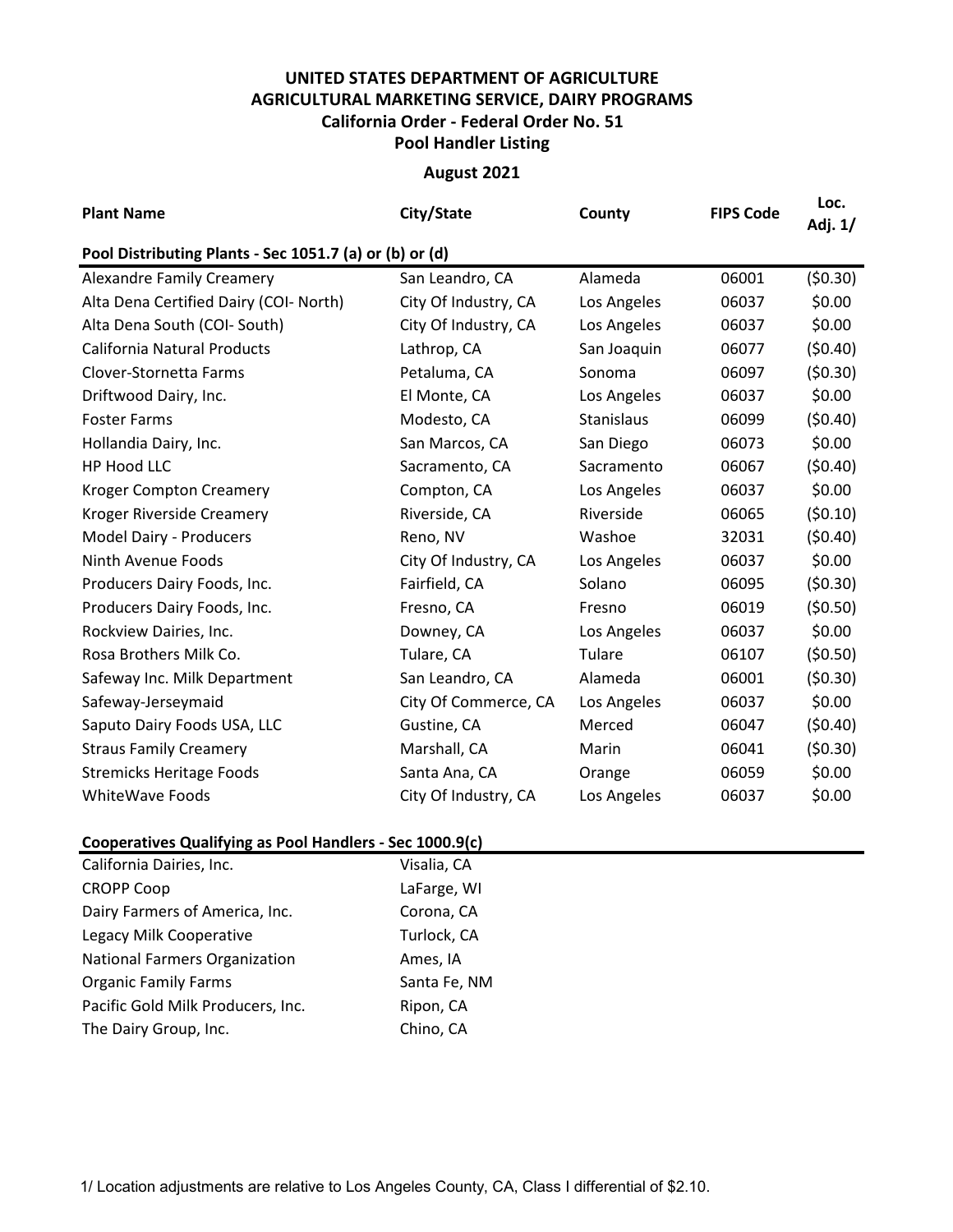# UNITED STATES DEPARTMENT OF AGRICULTURE
# AGRICULTURAL MARKETING SERVICE, DAIRY PROGRAMS
## California Order - Federal Order No. 51
## Pool Handler Listing

### August 2021

| Plant Name | City/State | County | FIPS Code | Loc. Adj. 1/ |
|---|---|---|---|---|
| **Pool Distributing Plants - Sec 1051.7 (a) or (b) or (d)** | | | | |
| Alexandre Family Creamery | San Leandro, CA | Alameda | 06001 | ($0.30) |
| Alta Dena Certified Dairy (COI- North) | City Of Industry, CA | Los Angeles | 06037 | $0.00 |
| Alta Dena South (COI- South) | City Of Industry, CA | Los Angeles | 06037 | $0.00 |
| California Natural Products | Lathrop, CA | San Joaquin | 06077 | ($0.40) |
| Clover-Stornetta Farms | Petaluma, CA | Sonoma | 06097 | ($0.30) |
| Driftwood Dairy, Inc. | El Monte, CA | Los Angeles | 06037 | $0.00 |
| Foster Farms | Modesto, CA | Stanislaus | 06099 | ($0.40) |
| Hollandia Dairy, Inc. | San Marcos, CA | San Diego | 06073 | $0.00 |
| HP Hood LLC | Sacramento, CA | Sacramento | 06067 | ($0.40) |
| Kroger Compton Creamery | Compton, CA | Los Angeles | 06037 | $0.00 |
| Kroger Riverside Creamery | Riverside, CA | Riverside | 06065 | ($0.10) |
| Model Dairy - Producers | Reno, NV | Washoe | 32031 | ($0.40) |
| Ninth Avenue Foods | City Of Industry, CA | Los Angeles | 06037 | $0.00 |
| Producers Dairy Foods, Inc. | Fairfield, CA | Solano | 06095 | ($0.30) |
| Producers Dairy Foods, Inc. | Fresno, CA | Fresno | 06019 | ($0.50) |
| Rockview Dairies, Inc. | Downey, CA | Los Angeles | 06037 | $0.00 |
| Rosa Brothers Milk Co. | Tulare, CA | Tulare | 06107 | ($0.50) |
| Safeway Inc. Milk Department | San Leandro, CA | Alameda | 06001 | ($0.30) |
| Safeway-Jerseymaid | City Of Commerce, CA | Los Angeles | 06037 | $0.00 |
| Saputo Dairy Foods USA, LLC | Gustine, CA | Merced | 06047 | ($0.40) |
| Straus Family Creamery | Marshall, CA | Marin | 06041 | ($0.30) |
| Stremicks Heritage Foods | Santa Ana, CA | Orange | 06059 | $0.00 |
| WhiteWave Foods | City Of Industry, CA | Los Angeles | 06037 | $0.00 |

| Cooperatives Qualifying as Pool Handlers - Sec 1000.9(c) | |
|---|---|
| California Dairies, Inc. | Visalia, CA |
| CROPP Coop | LaFarge, WI |
| Dairy Farmers of America, Inc. | Corona, CA |
| Legacy Milk Cooperative | Turlock, CA |
| National Farmers Organization | Ames, IA |
| Organic Family Farms | Santa Fe, NM |
| Pacific Gold Milk Producers, Inc. | Ripon, CA |
| The Dairy Group, Inc. | Chino, CA |

1/ Location adjustments are relative to Los Angeles County, CA, Class I differential of $2.10.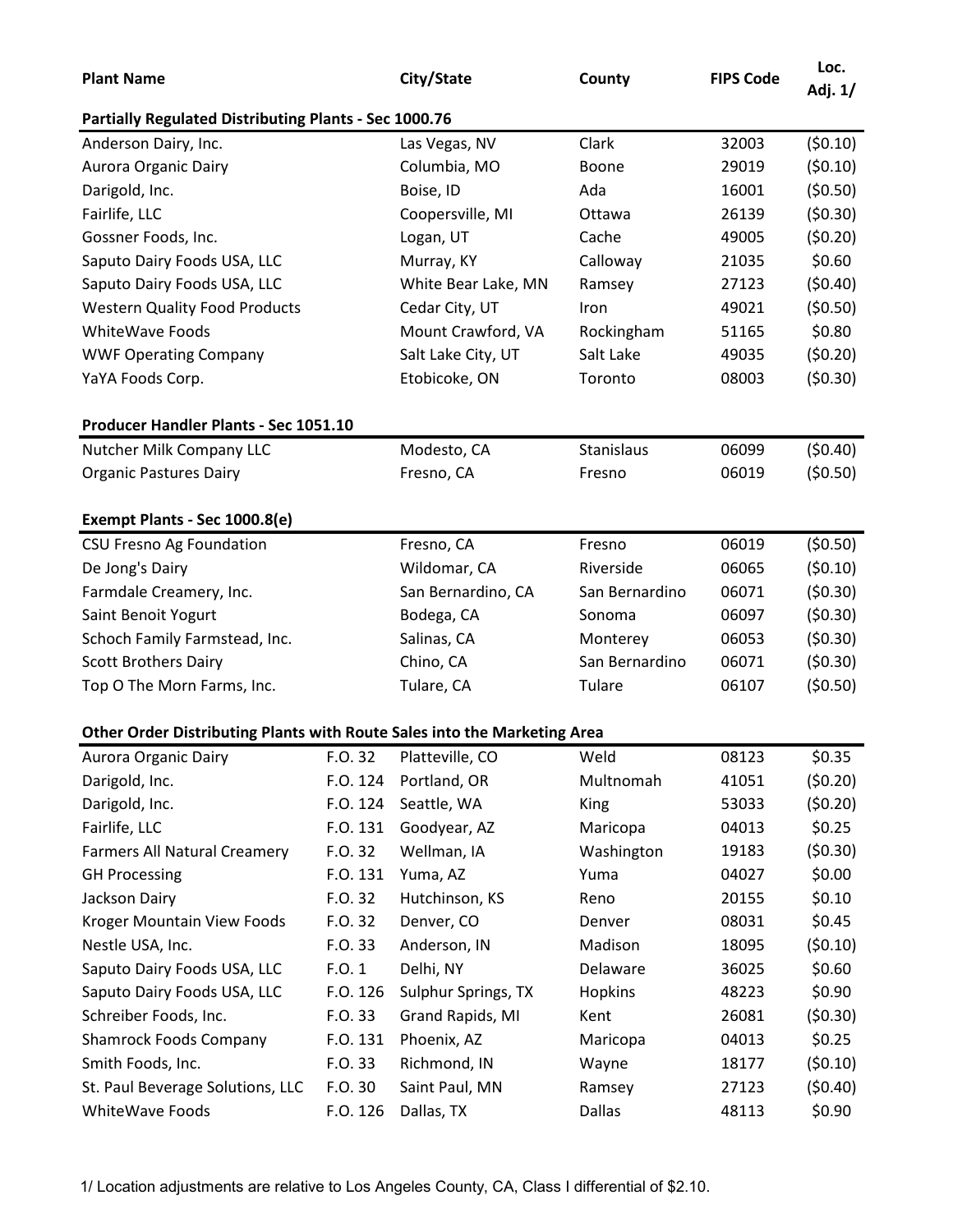| Plant Name | | City/State | County | FIPS Code | Loc. Adj. 1/ |
|---|---|---|---|---|---|
| **Partially Regulated Distributing Plants - Sec 1000.76** | | | | | |
| Anderson Dairy, Inc. | | Las Vegas, NV | Clark | 32003 | ($0.10) |
| Aurora Organic Dairy | | Columbia, MO | Boone | 29019 | ($0.10) |
| Darigold, Inc. | | Boise, ID | Ada | 16001 | ($0.50) |
| Fairlife, LLC | | Coopersville, MI | Ottawa | 26139 | ($0.30) |
| Gossner Foods, Inc. | | Logan, UT | Cache | 49005 | ($0.20) |
| Saputo Dairy Foods USA, LLC | | Murray, KY | Calloway | 21035 | $0.60 |
| Saputo Dairy Foods USA, LLC | | White Bear Lake, MN | Ramsey | 27123 | ($0.40) |
| Western Quality Food Products | | Cedar City, UT | Iron | 49021 | ($0.50) |
| WhiteWave Foods | | Mount Crawford, VA | Rockingham | 51165 | $0.80 |
| WWF Operating Company | | Salt Lake City, UT | Salt Lake | 49035 | ($0.20) |
| YaYA Foods Corp. | | Etobicoke, ON | Toronto | 08003 | ($0.30) |
| **Producer Handler Plants - Sec 1051.10** | | | | | |
| Nutcher Milk Company LLC | | Modesto, CA | Stanislaus | 06099 | ($0.40) |
| Organic Pastures Dairy | | Fresno, CA | Fresno | 06019 | ($0.50) |
| **Exempt Plants - Sec 1000.8(e)** | | | | | |
| CSU Fresno Ag Foundation | | Fresno, CA | Fresno | 06019 | ($0.50) |
| De Jong's Dairy | | Wildomar, CA | Riverside | 06065 | ($0.10) |
| Farmdale Creamery, Inc. | | San Bernardino, CA | San Bernardino | 06071 | ($0.30) |
| Saint Benoit Yogurt | | Bodega, CA | Sonoma | 06097 | ($0.30) |
| Schoch Family Farmstead, Inc. | | Salinas, CA | Monterey | 06053 | ($0.30) |
| Scott Brothers Dairy | | Chino, CA | San Bernardino | 06071 | ($0.30) |
| Top O The Morn Farms, Inc. | | Tulare, CA | Tulare | 06107 | ($0.50) |
| **Other Order Distributing Plants with Route Sales into the Marketing Area** | | | | | |
| Aurora Organic Dairy | F.O. 32 | Platteville, CO | Weld | 08123 | $0.35 |
| Darigold, Inc. | F.O. 124 | Portland, OR | Multnomah | 41051 | ($0.20) |
| Darigold, Inc. | F.O. 124 | Seattle, WA | King | 53033 | ($0.20) |
| Fairlife, LLC | F.O. 131 | Goodyear, AZ | Maricopa | 04013 | $0.25 |
| Farmers All Natural Creamery | F.O. 32 | Wellman, IA | Washington | 19183 | ($0.30) |
| GH Processing | F.O. 131 | Yuma, AZ | Yuma | 04027 | $0.00 |
| Jackson Dairy | F.O. 32 | Hutchinson, KS | Reno | 20155 | $0.10 |
| Kroger Mountain View Foods | F.O. 32 | Denver, CO | Denver | 08031 | $0.45 |
| Nestle USA, Inc. | F.O. 33 | Anderson, IN | Madison | 18095 | ($0.10) |
| Saputo Dairy Foods USA, LLC | F.O. 1 | Delhi, NY | Delaware | 36025 | $0.60 |
| Saputo Dairy Foods USA, LLC | F.O. 126 | Sulphur Springs, TX | Hopkins | 48223 | $0.90 |
| Schreiber Foods, Inc. | F.O. 33 | Grand Rapids, MI | Kent | 26081 | ($0.30) |
| Shamrock Foods Company | F.O. 131 | Phoenix, AZ | Maricopa | 04013 | $0.25 |
| Smith Foods, Inc. | F.O. 33 | Richmond, IN | Wayne | 18177 | ($0.10) |
| St. Paul Beverage Solutions, LLC | F.O. 30 | Saint Paul, MN | Ramsey | 27123 | ($0.40) |
| WhiteWave Foods | F.O. 126 | Dallas, TX | Dallas | 48113 | $0.90 |

1/ Location adjustments are relative to Los Angeles County, CA, Class I differential of $2.10.